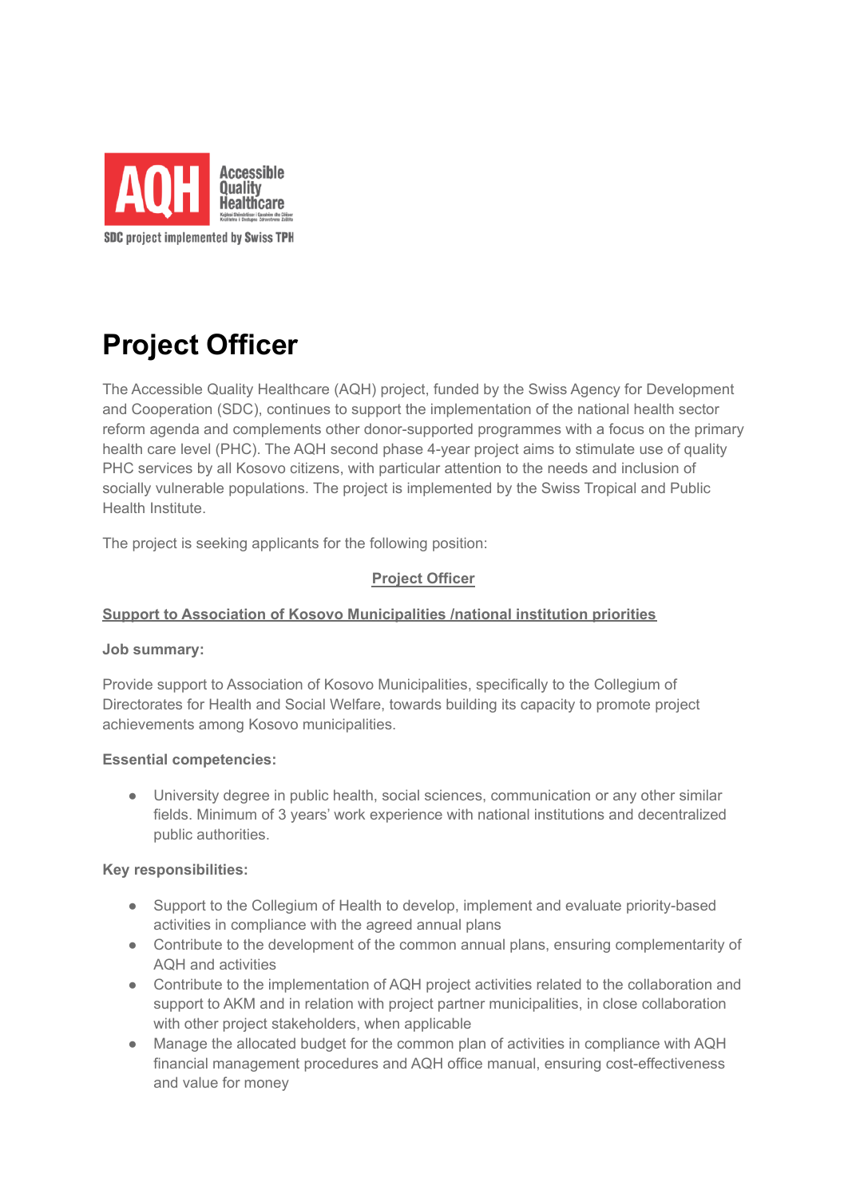AQH Accessible Quality Healthcare

SDC project implemented by Swiss TPH

# Project Officer

The Accessible Quality Healthcare (AQH) project, funded by the Swiss Agency for Development and Cooperation (SDC), continues to support the implementation of the national health sector reform agenda and complements other donor-supported programmes with a focus on the primary health care level (PHC). The AQH second phase 4-year project aims to stimulate use of quality PHC services by all Kosovo citizens, with particular attention to the needs and inclusion of socially vulnerable populations. The project is implemented by the Swiss Tropical and Public Health Institute.

The project is seeking applicants for the following position:

**Project Officer**

**Support to Association of Kosovo Municipalities /national institution priorities**

**Job summary:**

Provide support to Association of Kosovo Municipalities, specifically to the Collegium of Directorates for Health and Social Welfare, towards building its capacity to promote project achievements among Kosovo municipalities.

**Essential competencies:**

- University degree in public health, social sciences, communication or any other similar fields. Minimum of 3 years' work experience with national institutions and decentralized public authorities.

**Key responsibilities:**

- Support to the Collegium of Health to develop, implement and evaluate priority-based activities in compliance with the agreed annual plans
- Contribute to the development of the common annual plans, ensuring complementarity of AQH and activities
- Contribute to the implementation of AQH project activities related to the collaboration and support to AKM and in relation with project partner municipalities, in close collaboration with other project stakeholders, when applicable
- Manage the allocated budget for the common plan of activities in compliance with AQH financial management procedures and AQH office manual, ensuring cost-effectiveness and value for money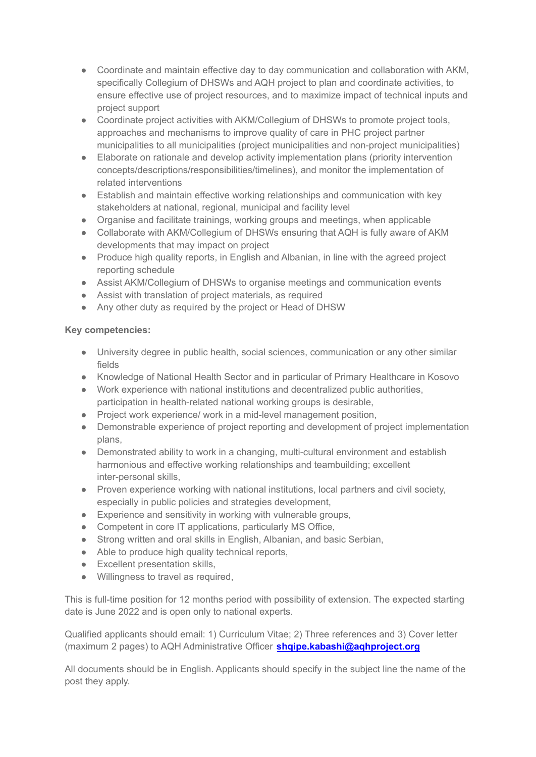- Coordinate and maintain effective day to day communication and collaboration with AKM, specifically Collegium of DHSWs and AQH project to plan and coordinate activities, to ensure effective use of project resources, and to maximize impact of technical inputs and project support
- Coordinate project activities with AKM/Collegium of DHSWs to promote project tools, approaches and mechanisms to improve quality of care in PHC project partner municipalities to all municipalities (project municipalities and non-project municipalities)
- Elaborate on rationale and develop activity implementation plans (priority intervention concepts/descriptions/responsibilities/timelines), and monitor the implementation of related interventions
- Establish and maintain effective working relationships and communication with key stakeholders at national, regional, municipal and facility level
- Organise and facilitate trainings, working groups and meetings, when applicable
- Collaborate with AKM/Collegium of DHSWs ensuring that AQH is fully aware of AKM developments that may impact on project
- Produce high quality reports, in English and Albanian, in line with the agreed project reporting schedule
- Assist AKM/Collegium of DHSWs to organise meetings and communication events
- Assist with translation of project materials, as required
- Any other duty as required by the project or Head of DHSW

**Key competencies:**

- University degree in public health, social sciences, communication or any other similar fields
- Knowledge of National Health Sector and in particular of Primary Healthcare in Kosovo
- Work experience with national institutions and decentralized public authorities, participation in health-related national working groups is desirable,
- Project work experience/ work in a mid-level management position,
- Demonstrable experience of project reporting and development of project implementation plans,
- Demonstrated ability to work in a changing, multi-cultural environment and establish harmonious and effective working relationships and teambuilding; excellent inter-personal skills,
- Proven experience working with national institutions, local partners and civil society, especially in public policies and strategies development,
- Experience and sensitivity in working with vulnerable groups,
- Competent in core IT applications, particularly MS Office,
- Strong written and oral skills in English, Albanian, and basic Serbian,
- Able to produce high quality technical reports,
- Excellent presentation skills,
- Willingness to travel as required,

This is full-time position for 12 months period with possibility of extension. The expected starting date is June 2022 and is open only to national experts.

Qualified applicants should email: 1) Curriculum Vitae; 2) Three references and 3) Cover letter (maximum 2 pages) to AQH Administrative Officer **shqipe.kabashi@aqhproject.org**

All documents should be in English. Applicants should specify in the subject line the name of the post they apply.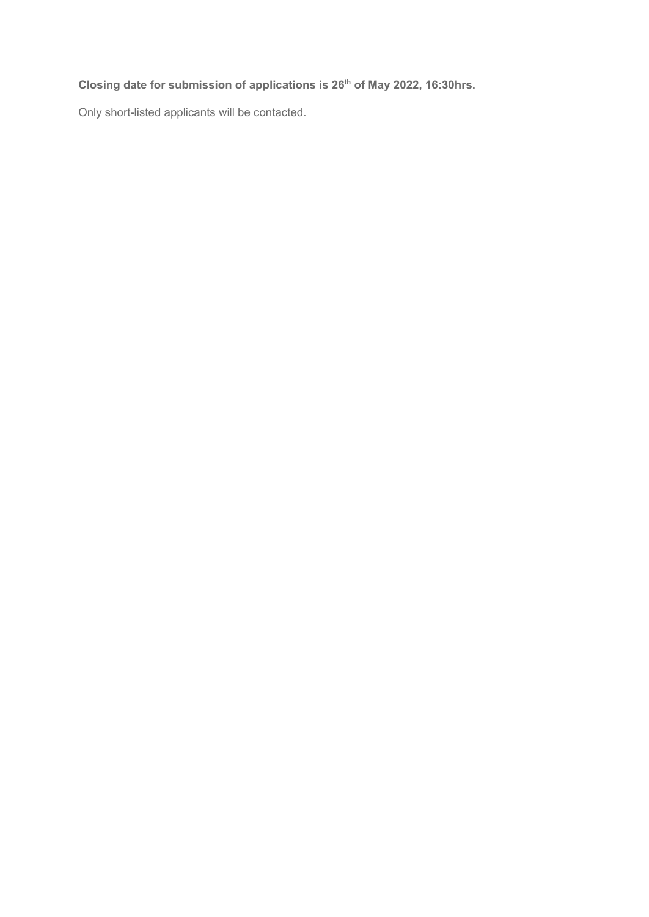**Closing date for submission of applications is 26th of May 2022, 16:30hrs.**

Only short-listed applicants will be contacted.